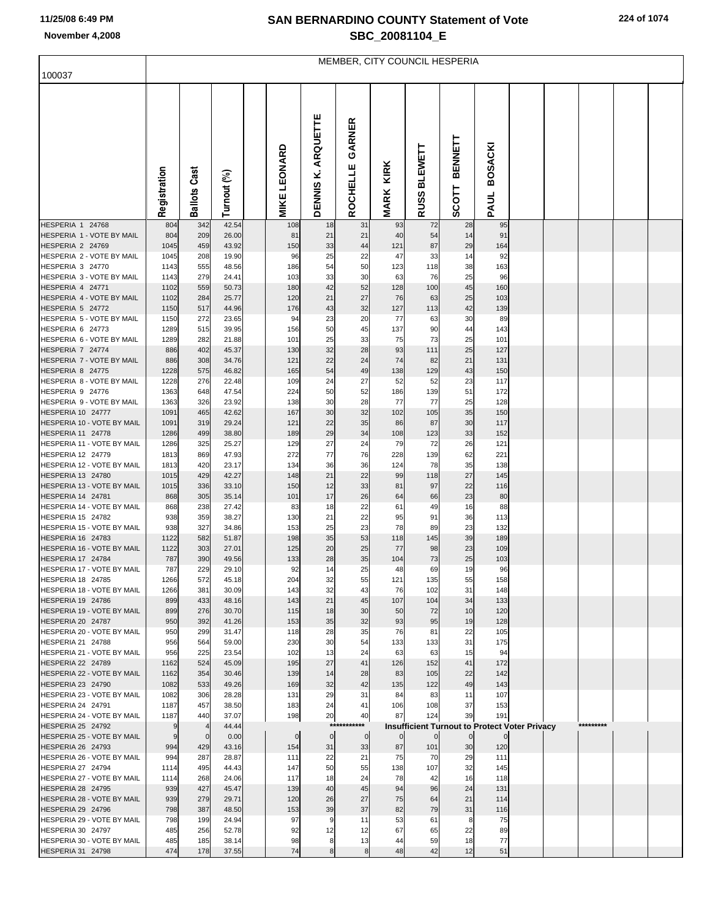# SAN BERNARDINO COUNTY Statement of Vote
## SBC_20081104_E

November 4,2008

100037

MEMBER, CITY COUNCIL HESPERIA

| | Registration | Ballots Cast | Turnout (%) | | MIKE LEONARD | DENNIS K. ARQUETTE | ROCHELLE GARNER | MARK KIRK | RUSS BLEWETT | SCOTT BENNETT | PAUL BOSACKI |
|---|---|---|---|---|---|---|---|---|---|---|---|
| HESPERIA 1 24768 | 804 | 342 | 42.54 | | 108 | 18 | 31 | 93 | 72 | 28 | 95 |
| HESPERIA 1 - VOTE BY MAIL | 804 | 209 | 26.00 | | 81 | 21 | 21 | 40 | 54 | 14 | 91 |
| HESPERIA 2 24769 | 1045 | 459 | 43.92 | | 150 | 33 | 44 | 121 | 87 | 29 | 164 |
| HESPERIA 2 - VOTE BY MAIL | 1045 | 208 | 19.90 | | 96 | 25 | 22 | 47 | 33 | 14 | 92 |
| HESPERIA 3 24770 | 1143 | 555 | 48.56 | | 186 | 54 | 50 | 123 | 118 | 38 | 163 |
| HESPERIA 3 - VOTE BY MAIL | 1143 | 279 | 24.41 | | 103 | 33 | 30 | 63 | 76 | 25 | 96 |
| HESPERIA 4 24771 | 1102 | 559 | 50.73 | | 180 | 42 | 52 | 128 | 100 | 45 | 160 |
| HESPERIA 4 - VOTE BY MAIL | 1102 | 284 | 25.77 | | 120 | 21 | 27 | 76 | 63 | 25 | 103 |
| HESPERIA 5 24772 | 1150 | 517 | 44.96 | | 176 | 43 | 32 | 127 | 113 | 42 | 139 |
| HESPERIA 5 - VOTE BY MAIL | 1150 | 272 | 23.65 | | 94 | 23 | 20 | 77 | 63 | 30 | 89 |
| HESPERIA 6 24773 | 1289 | 515 | 39.95 | | 156 | 50 | 45 | 137 | 90 | 44 | 143 |
| HESPERIA 6 - VOTE BY MAIL | 1289 | 282 | 21.88 | | 101 | 25 | 33 | 75 | 73 | 25 | 101 |
| HESPERIA 7 24774 | 886 | 402 | 45.37 | | 130 | 32 | 28 | 93 | 111 | 25 | 127 |
| HESPERIA 7 - VOTE BY MAIL | 886 | 308 | 34.76 | | 121 | 22 | 24 | 74 | 82 | 21 | 131 |
| HESPERIA 8 24775 | 1228 | 575 | 46.82 | | 165 | 54 | 49 | 138 | 129 | 43 | 150 |
| HESPERIA 8 - VOTE BY MAIL | 1228 | 276 | 22.48 | | 109 | 24 | 27 | 52 | 52 | 23 | 117 |
| HESPERIA 9 24776 | 1363 | 648 | 47.54 | | 224 | 50 | 52 | 186 | 139 | 51 | 172 |
| HESPERIA 9 - VOTE BY MAIL | 1363 | 326 | 23.92 | | 138 | 30 | 28 | 77 | 77 | 25 | 128 |
| HESPERIA 10 24777 | 1091 | 465 | 42.62 | | 167 | 30 | 32 | 102 | 105 | 35 | 150 |
| HESPERIA 10 - VOTE BY MAIL | 1091 | 319 | 29.24 | | 121 | 22 | 35 | 86 | 87 | 30 | 117 |
| HESPERIA 11 24778 | 1286 | 499 | 38.80 | | 189 | 29 | 34 | 108 | 123 | 33 | 152 |
| HESPERIA 11 - VOTE BY MAIL | 1286 | 325 | 25.27 | | 129 | 27 | 24 | 79 | 72 | 26 | 121 |
| HESPERIA 12 24779 | 1813 | 869 | 47.93 | | 272 | 77 | 76 | 228 | 139 | 62 | 221 |
| HESPERIA 12 - VOTE BY MAIL | 1813 | 420 | 23.17 | | 134 | 36 | 36 | 124 | 78 | 35 | 138 |
| HESPERIA 13 24780 | 1015 | 429 | 42.27 | | 148 | 21 | 22 | 99 | 118 | 27 | 145 |
| HESPERIA 13 - VOTE BY MAIL | 1015 | 336 | 33.10 | | 150 | 12 | 33 | 81 | 97 | 22 | 116 |
| HESPERIA 14 24781 | 868 | 305 | 35.14 | | 101 | 17 | 26 | 64 | 66 | 23 | 80 |
| HESPERIA 14 - VOTE BY MAIL | 868 | 238 | 27.42 | | 83 | 18 | 22 | 61 | 49 | 16 | 88 |
| HESPERIA 15 24782 | 938 | 359 | 38.27 | | 130 | 21 | 22 | 95 | 91 | 36 | 113 |
| HESPERIA 15 - VOTE BY MAIL | 938 | 327 | 34.86 | | 153 | 25 | 23 | 78 | 89 | 23 | 132 |
| HESPERIA 16 24783 | 1122 | 582 | 51.87 | | 198 | 35 | 53 | 118 | 145 | 39 | 189 |
| HESPERIA 16 - VOTE BY MAIL | 1122 | 303 | 27.01 | | 125 | 20 | 25 | 77 | 98 | 23 | 109 |
| HESPERIA 17 24784 | 787 | 390 | 49.56 | | 133 | 28 | 35 | 104 | 73 | 25 | 103 |
| HESPERIA 17 - VOTE BY MAIL | 787 | 229 | 29.10 | | 92 | 14 | 25 | 48 | 69 | 19 | 96 |
| HESPERIA 18 24785 | 1266 | 572 | 45.18 | | 204 | 32 | 55 | 121 | 135 | 55 | 158 |
| HESPERIA 18 - VOTE BY MAIL | 1266 | 381 | 30.09 | | 143 | 32 | 43 | 76 | 102 | 31 | 148 |
| HESPERIA 19 24786 | 899 | 433 | 48.16 | | 143 | 21 | 45 | 107 | 104 | 34 | 133 |
| HESPERIA 19 - VOTE BY MAIL | 899 | 276 | 30.70 | | 115 | 18 | 30 | 50 | 72 | 10 | 120 |
| HESPERIA 20 24787 | 950 | 392 | 41.26 | | 153 | 35 | 32 | 93 | 95 | 19 | 128 |
| HESPERIA 20 - VOTE BY MAIL | 950 | 299 | 31.47 | | 118 | 28 | 35 | 76 | 81 | 22 | 105 |
| HESPERIA 21 24788 | 956 | 564 | 59.00 | | 230 | 30 | 54 | 133 | 133 | 31 | 175 |
| HESPERIA 21 - VOTE BY MAIL | 956 | 225 | 23.54 | | 102 | 13 | 24 | 63 | 63 | 15 | 94 |
| HESPERIA 22 24789 | 1162 | 524 | 45.09 | | 195 | 27 | 41 | 126 | 152 | 41 | 172 |
| HESPERIA 22 - VOTE BY MAIL | 1162 | 354 | 30.46 | | 139 | 14 | 28 | 83 | 105 | 22 | 142 |
| HESPERIA 23 24790 | 1082 | 533 | 49.26 | | 169 | 32 | 42 | 135 | 122 | 49 | 143 |
| HESPERIA 23 - VOTE BY MAIL | 1082 | 306 | 28.28 | | 131 | 29 | 31 | 84 | 83 | 11 | 107 |
| HESPERIA 24 24791 | 1187 | 457 | 38.50 | | 183 | 24 | 41 | 106 | 108 | 37 | 153 |
| HESPERIA 24 - VOTE BY MAIL | 1187 | 440 | 37.07 | | 198 | 20 | 40 | 87 | 124 | 39 | 191 |
| HESPERIA 25 24792 | 9 | 4 | 44.44 | | | *********** | Insufficient Turnout to Protect Voter Privacy | | | | ********* |
| HESPERIA 25 - VOTE BY MAIL | 9 | 0 | 0.00 | | 0 | 0 | 0 | 0 | 0 | 0 | 0 |
| HESPERIA 26 24793 | 994 | 429 | 43.16 | | 154 | 31 | 33 | 87 | 101 | 30 | 120 |
| HESPERIA 26 - VOTE BY MAIL | 994 | 287 | 28.87 | | 111 | 22 | 21 | 75 | 70 | 29 | 111 |
| HESPERIA 27 24794 | 1114 | 495 | 44.43 | | 147 | 50 | 55 | 138 | 107 | 32 | 145 |
| HESPERIA 27 - VOTE BY MAIL | 1114 | 268 | 24.06 | | 117 | 18 | 24 | 78 | 42 | 16 | 118 |
| HESPERIA 28 24795 | 939 | 427 | 45.47 | | 139 | 40 | 45 | 94 | 96 | 24 | 131 |
| HESPERIA 28 - VOTE BY MAIL | 939 | 279 | 29.71 | | 120 | 26 | 27 | 75 | 64 | 21 | 114 |
| HESPERIA 29 24796 | 798 | 387 | 48.50 | | 153 | 39 | 37 | 82 | 79 | 31 | 116 |
| HESPERIA 29 - VOTE BY MAIL | 798 | 199 | 24.94 | | 97 | 9 | 11 | 53 | 61 | 8 | 75 |
| HESPERIA 30 24797 | 485 | 256 | 52.78 | | 92 | 12 | 12 | 67 | 65 | 22 | 89 |
| HESPERIA 30 - VOTE BY MAIL | 485 | 185 | 38.14 | | 98 | 8 | 13 | 44 | 59 | 18 | 77 |
| HESPERIA 31 24798 | 474 | 178 | 37.55 | | 74 | 8 | 8 | 48 | 42 | 12 | 51 |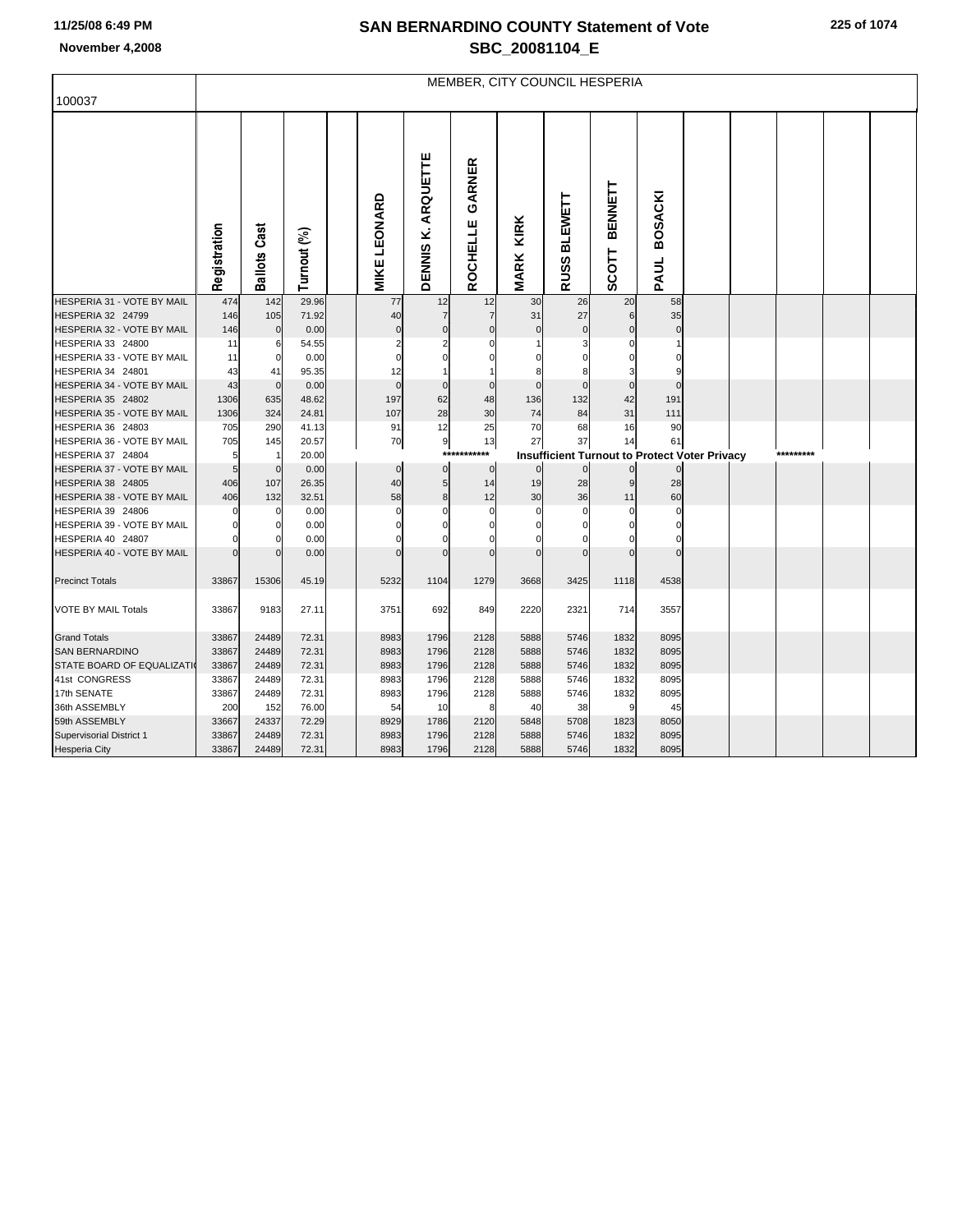# SAN BERNARDINO COUNTY Statement of Vote

## SBC_20081104_E

11/25/08 6:49 PM

November 4,2008

| 100037 | Registration | Ballots Cast | Turnout (%) | | MIKE LEONARD | DENNIS K. ARQUETTE | ROCHELLE GARNER | MARK KIRK | RUSS BLEWETT | SCOTT BENNETT | PAUL BOSACKI |
|---|---|---|---|---|---|---|---|---|---|---|---|
| | MEMBER, CITY COUNCIL HESPERIA | | | | | | | | | | |
| HESPERIA 31 - VOTE BY MAIL | 474 | 142 | 29.96 | | 77 | 12 | 12 | 30 | 26 | 20 | 58 |
| HESPERIA 32 24799 | 146 | 105 | 71.92 | | 40 | 7 | 7 | 31 | 27 | 6 | 35 |
| HESPERIA 32 - VOTE BY MAIL | 146 | 0 | 0.00 | | 0 | 0 | 0 | 0 | 0 | 0 | 0 |
| HESPERIA 33 24800 | 11 | 6 | 54.55 | | 2 | 2 | 0 | 1 | 3 | 0 | 1 |
| HESPERIA 33 - VOTE BY MAIL | 11 | 0 | 0.00 | | 0 | 0 | 0 | 0 | 0 | 0 | 0 |
| HESPERIA 34 24801 | 43 | 41 | 95.35 | | 12 | 1 | 1 | 8 | 8 | 3 | 9 |
| HESPERIA 34 - VOTE BY MAIL | 43 | 0 | 0.00 | | 0 | 0 | 0 | 0 | 0 | 0 | 0 |
| HESPERIA 35 24802 | 1306 | 635 | 48.62 | | 197 | 62 | 48 | 136 | 132 | 42 | 191 |
| HESPERIA 35 - VOTE BY MAIL | 1306 | 324 | 24.81 | | 107 | 28 | 30 | 74 | 84 | 31 | 111 |
| HESPERIA 36 24803 | 705 | 290 | 41.13 | | 91 | 12 | 25 | 70 | 68 | 16 | 90 |
| HESPERIA 36 - VOTE BY MAIL | 705 | 145 | 20.57 | | 70 | 9 | 13 | 27 | 37 | 14 | 61 |
| HESPERIA 37 24804 | 5 | 1 | 20.00 | | | | *********** Insufficient Turnout to Protect Voter Privacy ********* | | | | |
| HESPERIA 37 - VOTE BY MAIL | 5 | 0 | 0.00 | | 0 | 0 | 0 | 0 | 0 | 0 | 0 |
| HESPERIA 38 24805 | 406 | 107 | 26.35 | | 40 | 5 | 14 | 19 | 28 | 9 | 28 |
| HESPERIA 38 - VOTE BY MAIL | 406 | 132 | 32.51 | | 58 | 8 | 12 | 30 | 36 | 11 | 60 |
| HESPERIA 39 24806 | 0 | 0 | 0.00 | | 0 | 0 | 0 | 0 | 0 | 0 | 0 |
| HESPERIA 39 - VOTE BY MAIL | 0 | 0 | 0.00 | | 0 | 0 | 0 | 0 | 0 | 0 | 0 |
| HESPERIA 40 24807 | 0 | 0 | 0.00 | | 0 | 0 | 0 | 0 | 0 | 0 | 0 |
| HESPERIA 40 - VOTE BY MAIL | 0 | 0 | 0.00 | | 0 | 0 | 0 | 0 | 0 | 0 | 0 |
| Precinct Totals | 33867 | 15306 | 45.19 | | 5232 | 1104 | 1279 | 3668 | 3425 | 1118 | 4538 |
| VOTE BY MAIL Totals | 33867 | 9183 | 27.11 | | 3751 | 692 | 849 | 2220 | 2321 | 714 | 3557 |
| Grand Totals | 33867 | 24489 | 72.31 | | 8983 | 1796 | 2128 | 5888 | 5746 | 1832 | 8095 |
| SAN BERNARDINO | 33867 | 24489 | 72.31 | | 8983 | 1796 | 2128 | 5888 | 5746 | 1832 | 8095 |
| STATE BOARD OF EQUALIZATI | 33867 | 24489 | 72.31 | | 8983 | 1796 | 2128 | 5888 | 5746 | 1832 | 8095 |
| 41st CONGRESS | 33867 | 24489 | 72.31 | | 8983 | 1796 | 2128 | 5888 | 5746 | 1832 | 8095 |
| 17th SENATE | 33867 | 24489 | 72.31 | | 8983 | 1796 | 2128 | 5888 | 5746 | 1832 | 8095 |
| 36th ASSEMBLY | 200 | 152 | 76.00 | | 54 | 10 | 8 | 40 | 38 | 9 | 45 |
| 59th ASSEMBLY | 33667 | 24337 | 72.29 | | 8929 | 1786 | 2120 | 5848 | 5708 | 1823 | 8050 |
| Supervisorial District 1 | 33867 | 24489 | 72.31 | | 8983 | 1796 | 2128 | 5888 | 5746 | 1832 | 8095 |
| Hesperia City | 33867 | 24489 | 72.31 | | 8983 | 1796 | 2128 | 5888 | 5746 | 1832 | 8095 |